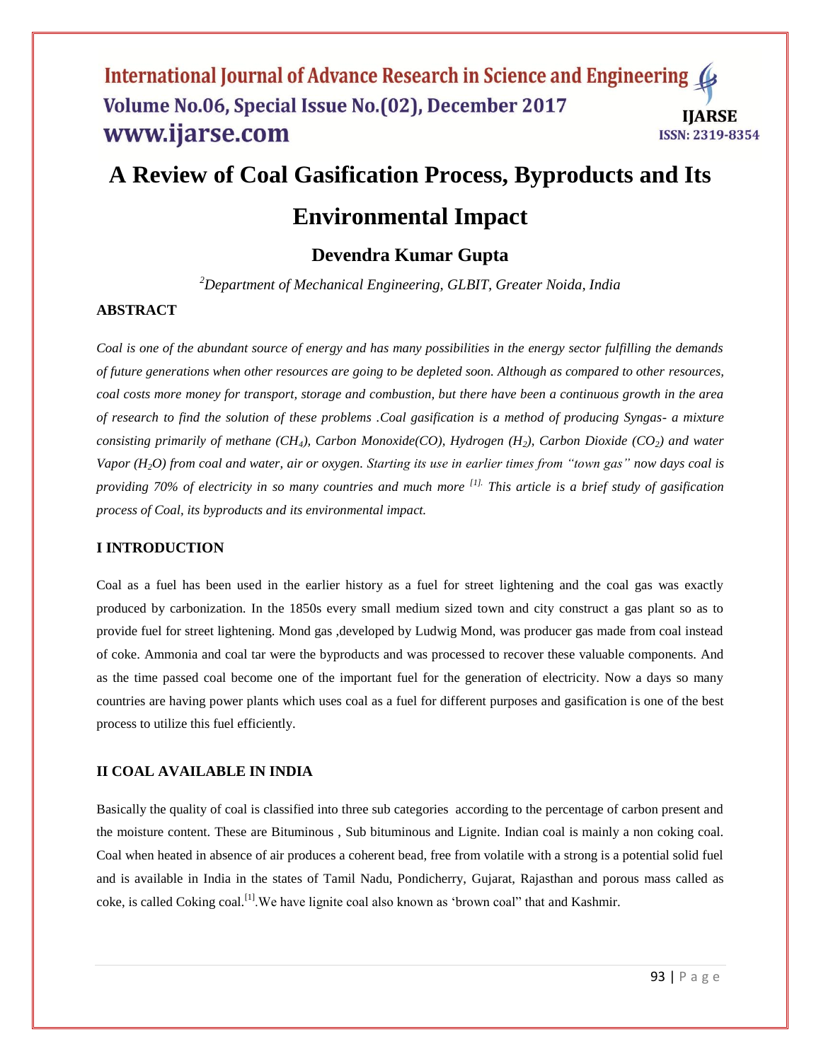# A Review of Coal Gasification Process, Byproducts and Its Environmental Impact

## Devendra Kumar Gupta

*[2]Department of Mechanical Engineering, GLBIT, Greater Noida, India*

### ABSTRACT

*Coal is one of the abundant source of energy and has many possibilities in the energy sector fulfilling the demands of future generations when other resources are going to be depleted soon. Although as compared to other resources, coal costs more money for transport, storage and combustion, but there have been a continuous growth in the area of research to find the solution of these problems .Coal gasification is a method of producing Syngas- a mixture consisting primarily of methane ($CH_4$), Carbon Monoxide(CO), Hydrogen ($H_2$), Carbon Dioxide ($CO_2$) and water Vapor ($H_2O$) from coal and water, air or oxygen. Starting its use in earlier times from "town gas" now days coal is providing 70% of electricity in so many countries and much more [1]. This article is a brief study of gasification process of Coal, its byproducts and its environmental impact.*

### I INTRODUCTION

Coal as a fuel has been used in the earlier history as a fuel for street lightening and the coal gas was exactly produced by carbonization. In the 1850s every small medium sized town and city construct a gas plant so as to provide fuel for street lightening. Mond gas ,developed by Ludwig Mond, was producer gas made from coal instead of coke. Ammonia and coal tar were the byproducts and was processed to recover these valuable components. And as the time passed coal become one of the important fuel for the generation of electricity. Now a days so many countries are having power plants which uses coal as a fuel for different purposes and gasification is one of the best process to utilize this fuel efficiently.

### II COAL AVAILABLE IN INDIA

Basically the quality of coal is classified into three sub categories according to the percentage of carbon present and the moisture content. These are Bituminous , Sub bituminous and Lignite. Indian coal is mainly a non coking coal. Coal when heated in absence of air produces a coherent bead, free from volatile with a strong is a potential solid fuel and is available in India in the states of Tamil Nadu, Pondicherry, Gujarat, Rajasthan and porous mass called as coke, is called Coking coal.[1].We have lignite coal also known as 'brown coal" that and Kashmir.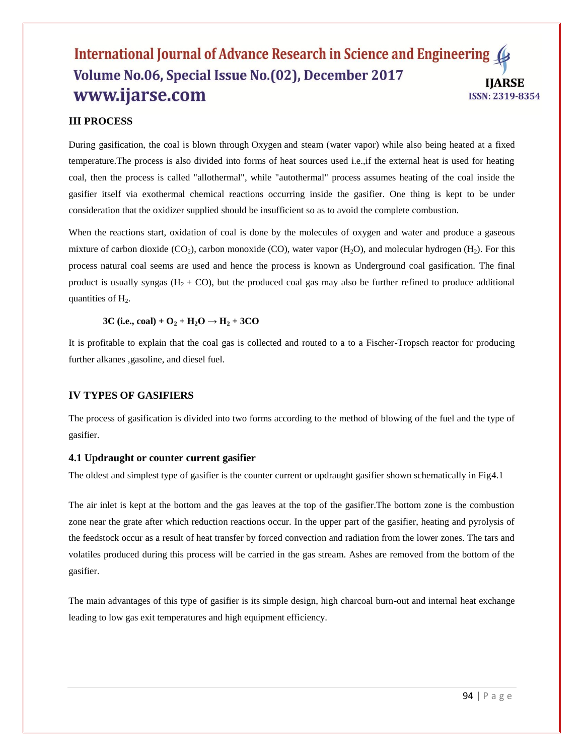## III PROCESS

During gasification, the coal is blown through Oxygen and steam (water vapor) while also being heated at a fixed temperature.The process is also divided into forms of heat sources used i.e.,if the external heat is used for heating coal, then the process is called "allothermal", while "autothermal" process assumes heating of the coal inside the gasifier itself via exothermal chemical reactions occurring inside the gasifier. One thing is kept to be under consideration that the oxidizer supplied should be insufficient so as to avoid the complete combustion.

When the reactions start, oxidation of coal is done by the molecules of oxygen and water and produce a gaseous mixture of carbon dioxide ($CO_2$), carbon monoxide (CO), water vapor ($H_2O$), and molecular hydrogen ($H_2$). For this process natural coal seems are used and hence the process is known as Underground coal gasification. The final product is usually syngas ($H_2$ + CO), but the produced coal gas may also be further refined to produce additional quantities of $H_2$.

**3C (i.e., coal) + $O_2$ + $H_2O$ → $H_2$ + 3CO**

It is profitable to explain that the coal gas is collected and routed to a to a Fischer-Tropsch reactor for producing further alkanes ,gasoline, and diesel fuel.

## IV TYPES OF GASIFIERS

The process of gasification is divided into two forms according to the method of blowing of the fuel and the type of gasifier.

### 4.1 Updraught or counter current gasifier

The oldest and simplest type of gasifier is the counter current or updraught gasifier shown schematically in Fig4.1

The air inlet is kept at the bottom and the gas leaves at the top of the gasifier.The bottom zone is the combustion zone near the grate after which reduction reactions occur. In the upper part of the gasifier, heating and pyrolysis of the feedstock occur as a result of heat transfer by forced convection and radiation from the lower zones. The tars and volatiles produced during this process will be carried in the gas stream. Ashes are removed from the bottom of the gasifier.

The main advantages of this type of gasifier is its simple design, high charcoal burn-out and internal heat exchange leading to low gas exit temperatures and high equipment efficiency.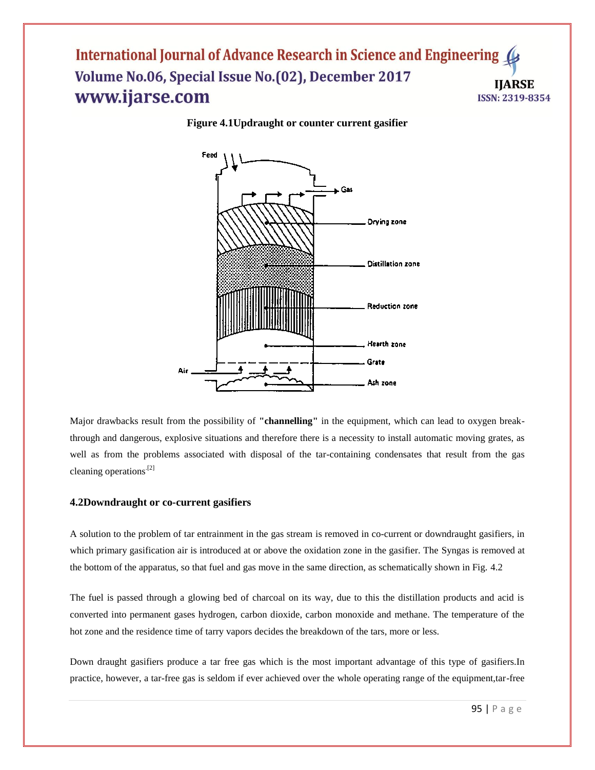**Figure 4.1Updraught or counter current gasifier**

Major drawbacks result from the possibility of **"channelling"** in the equipment, which can lead to oxygen break-through and dangerous, explosive situations and therefore there is a necessity to install automatic moving grates, as well as from the problems associated with disposal of the tar-containing condensates that result from the gas cleaning operations.[2]

### 4.2Downdraught or co-current gasifiers

A solution to the problem of tar entrainment in the gas stream is removed in co-current or downdraught gasifiers, in which primary gasification air is introduced at or above the oxidation zone in the gasifier. The Syngas is removed at the bottom of the apparatus, so that fuel and gas move in the same direction, as schematically shown in Fig. 4.2

The fuel is passed through a glowing bed of charcoal on its way, due to this the distillation products and acid is converted into permanent gases hydrogen, carbon dioxide, carbon monoxide and methane. The temperature of the hot zone and the residence time of tarry vapors decides the breakdown of the tars, more or less.

Down draught gasifiers produce a tar free gas which is the most important advantage of this type of gasifiers.In practice, however, a tar-free gas is seldom if ever achieved over the whole operating range of the equipment,tar-free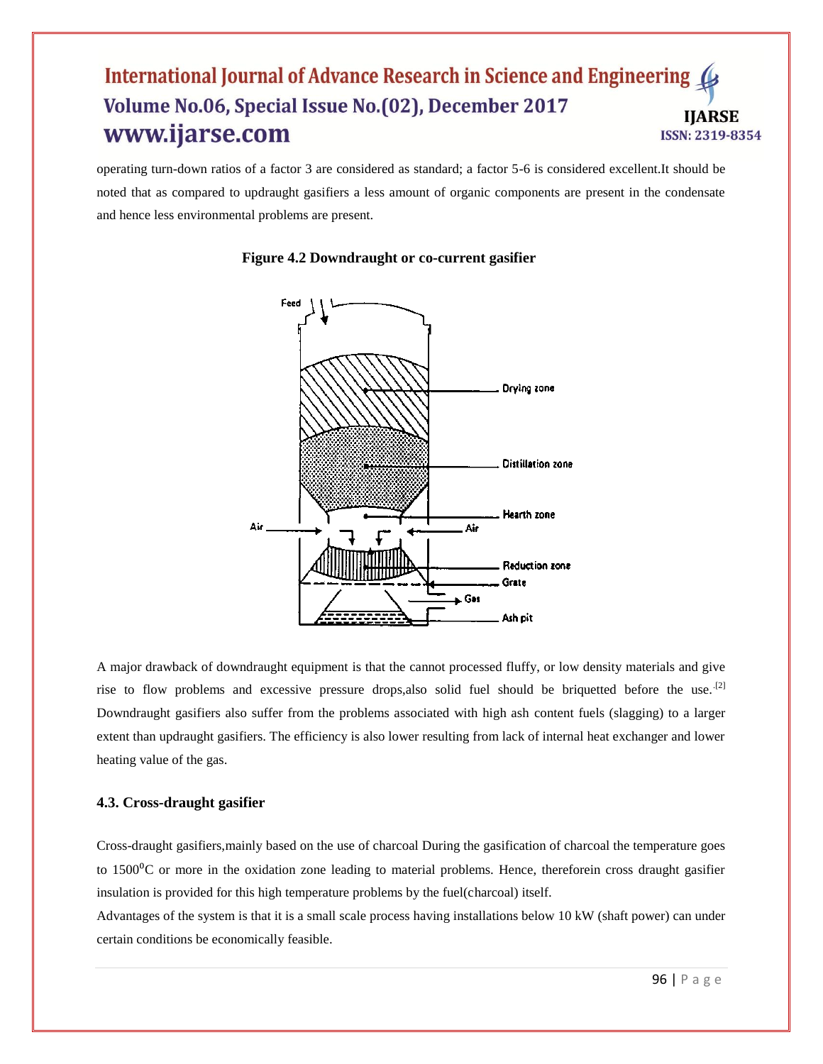operating turn-down ratios of a factor 3 are considered as standard; a factor 5-6 is considered excellent.It should be noted that as compared to updraught gasifiers a less amount of organic components are present in the condensate and hence less environmental problems are present.

**Figure 4.2 Downdraught or co-current gasifier**

A major drawback of downdraught equipment is that the cannot processed fluffy, or low density materials and give rise to flow problems and excessive pressure drops,also solid fuel should be briquetted before the use.[2] Downdraught gasifiers also suffer from the problems associated with high ash content fuels (slagging) to a larger extent than updraught gasifiers. The efficiency is also lower resulting from lack of internal heat exchanger and lower heating value of the gas.

### 4.3. Cross-draught gasifier

Cross-draught gasifiers,mainly based on the use of charcoal During the gasification of charcoal the temperature goes to 1500$^0$C or more in the oxidation zone leading to material problems. Hence, thereforein cross draught gasifier insulation is provided for this high temperature problems by the fuel(charcoal) itself.

Advantages of the system is that it is a small scale process having installations below 10 kW (shaft power) can under certain conditions be economically feasible.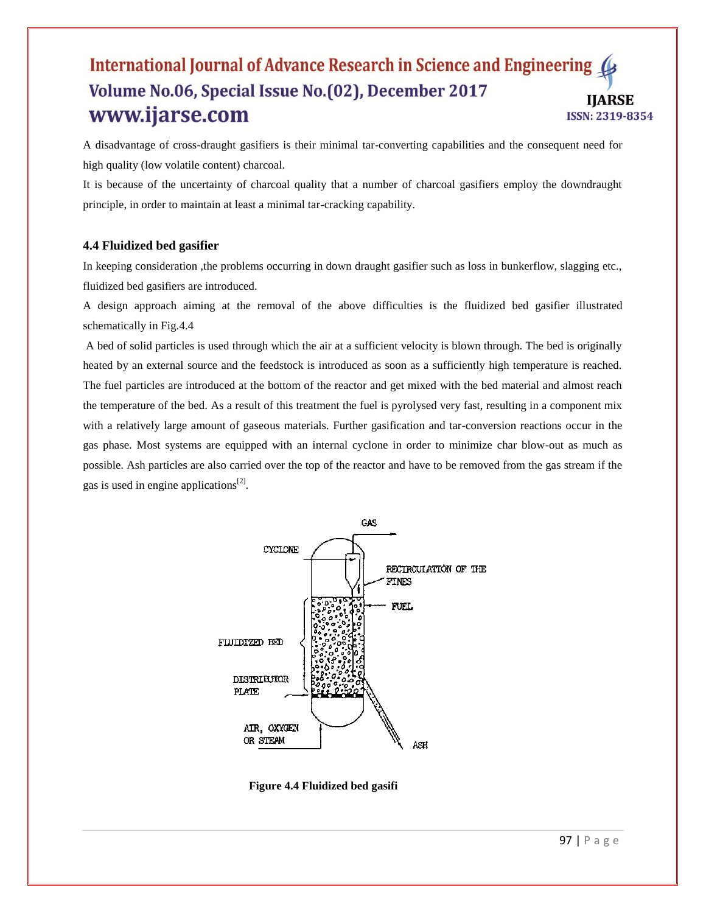A disadvantage of cross-draught gasifiers is their minimal tar-converting capabilities and the consequent need for high quality (low volatile content) charcoal.

It is because of the uncertainty of charcoal quality that a number of charcoal gasifiers employ the downdraught principle, in order to maintain at least a minimal tar-cracking capability.

### 4.4 Fluidized bed gasifier

In keeping consideration ,the problems occurring in down draught gasifier such as loss in bunkerflow, slagging etc., fluidized bed gasifiers are introduced.

A design approach aiming at the removal of the above difficulties is the fluidized bed gasifier illustrated schematically in Fig.4.4

A bed of solid particles is used through which the air at a sufficient velocity is blown through. The bed is originally heated by an external source and the feedstock is introduced as soon as a sufficiently high temperature is reached. The fuel particles are introduced at the bottom of the reactor and get mixed with the bed material and almost reach the temperature of the bed. As a result of this treatment the fuel is pyrolysed very fast, resulting in a component mix with a relatively large amount of gaseous materials. Further gasification and tar-conversion reactions occur in the gas phase. Most systems are equipped with an internal cyclone in order to minimize char blow-out as much as possible. Ash particles are also carried over the top of the reactor and have to be removed from the gas stream if the gas is used in engine applications[2].

**Figure 4.4 Fluidized bed gasifi**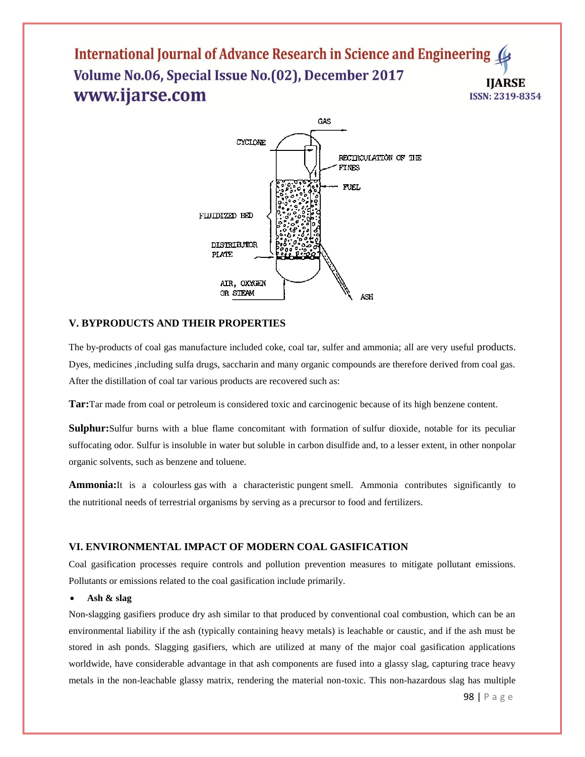## V. BYPRODUCTS AND THEIR PROPERTIES

The by-products of coal gas manufacture included coke, coal tar, sulfer and ammonia; all are very useful products. Dyes, medicines ,including sulfa drugs, saccharin and many organic compounds are therefore derived from coal gas. After the distillation of coal tar various products are recovered such as:

**Tar:**Tar made from coal or petroleum is considered toxic and carcinogenic because of its high benzene content.

**Sulphur:**Sulfur burns with a blue flame concomitant with formation of sulfur dioxide, notable for its peculiar suffocating odor. Sulfur is insoluble in water but soluble in carbon disulfide and, to a lesser extent, in other nonpolar organic solvents, such as benzene and toluene.

**Ammonia:**It is a colourless gas with a characteristic pungent smell. Ammonia contributes significantly to the nutritional needs of terrestrial organisms by serving as a precursor to food and fertilizers.

## VI. ENVIRONMENTAL IMPACT OF MODERN COAL GASIFICATION

Coal gasification processes require controls and pollution prevention measures to mitigate pollutant emissions. Pollutants or emissions related to the coal gasification include primarily.

- **Ash & slag**

Non-slagging gasifiers produce dry ash similar to that produced by conventional coal combustion, which can be an environmental liability if the ash (typically containing heavy metals) is leachable or caustic, and if the ash must be stored in ash ponds. Slagging gasifiers, which are utilized at many of the major coal gasification applications worldwide, have considerable advantage in that ash components are fused into a glassy slag, capturing trace heavy metals in the non-leachable glassy matrix, rendering the material non-toxic. This non-hazardous slag has multiple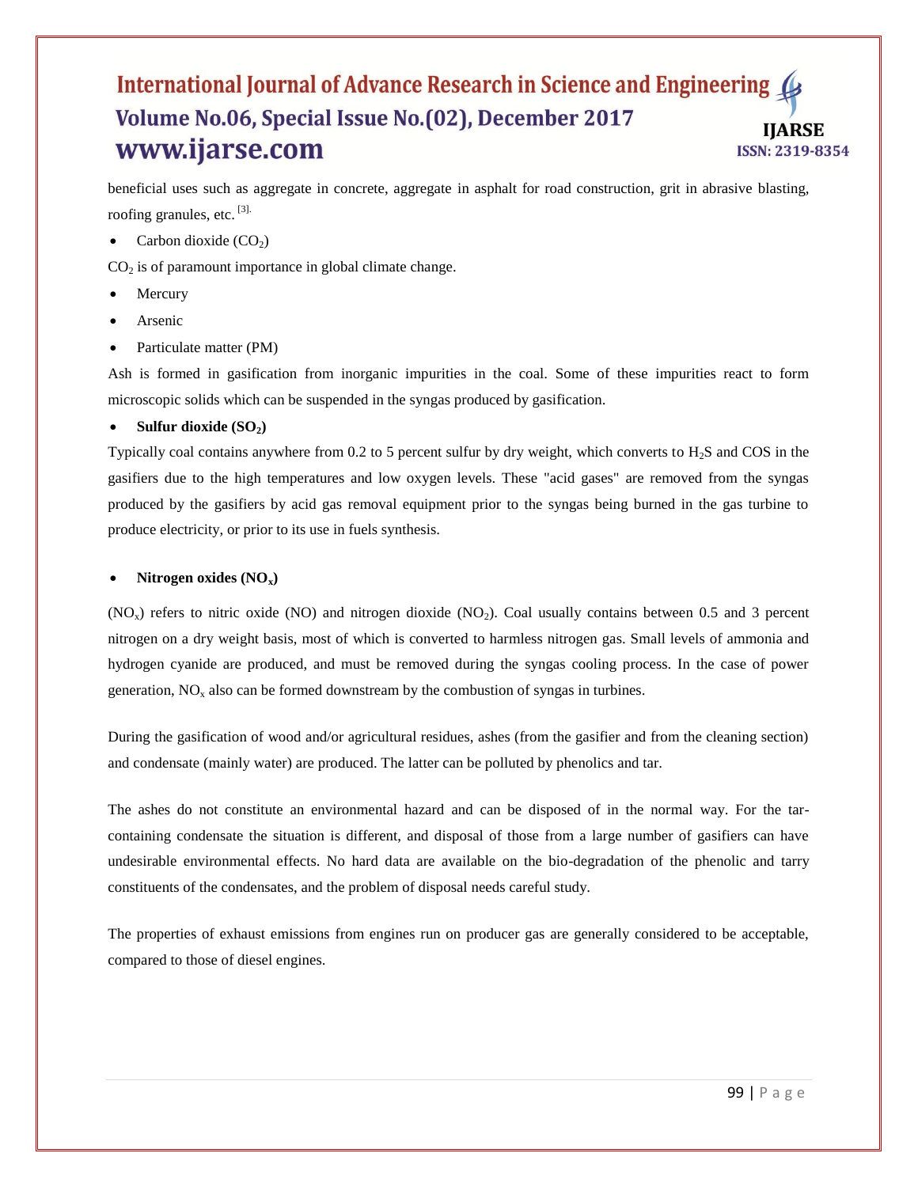beneficial uses such as aggregate in concrete, aggregate in asphalt for road construction, grit in abrasive blasting, roofing granules, etc. [3].

- Carbon dioxide ($CO_2$)

$CO_2$ is of paramount importance in global climate change.

- Mercury
- Arsenic
- Particulate matter (PM)

Ash is formed in gasification from inorganic impurities in the coal. Some of these impurities react to form microscopic solids which can be suspended in the syngas produced by gasification.

- **Sulfur dioxide ($SO_2$)**

Typically coal contains anywhere from 0.2 to 5 percent sulfur by dry weight, which converts to $H_2S$ and COS in the gasifiers due to the high temperatures and low oxygen levels. These "acid gases" are removed from the syngas produced by the gasifiers by acid gas removal equipment prior to the syngas being burned in the gas turbine to produce electricity, or prior to its use in fuels synthesis.

- **Nitrogen oxides ($NO_x$)**

($NO_x$) refers to nitric oxide (NO) and nitrogen dioxide ($NO_2$). Coal usually contains between 0.5 and 3 percent nitrogen on a dry weight basis, most of which is converted to harmless nitrogen gas. Small levels of ammonia and hydrogen cyanide are produced, and must be removed during the syngas cooling process. In the case of power generation, $NO_x$ also can be formed downstream by the combustion of syngas in turbines.

During the gasification of wood and/or agricultural residues, ashes (from the gasifier and from the cleaning section) and condensate (mainly water) are produced. The latter can be polluted by phenolics and tar.

The ashes do not constitute an environmental hazard and can be disposed of in the normal way. For the tar-containing condensate the situation is different, and disposal of those from a large number of gasifiers can have undesirable environmental effects. No hard data are available on the bio-degradation of the phenolic and tarry constituents of the condensates, and the problem of disposal needs careful study.

The properties of exhaust emissions from engines run on producer gas are generally considered to be acceptable, compared to those of diesel engines.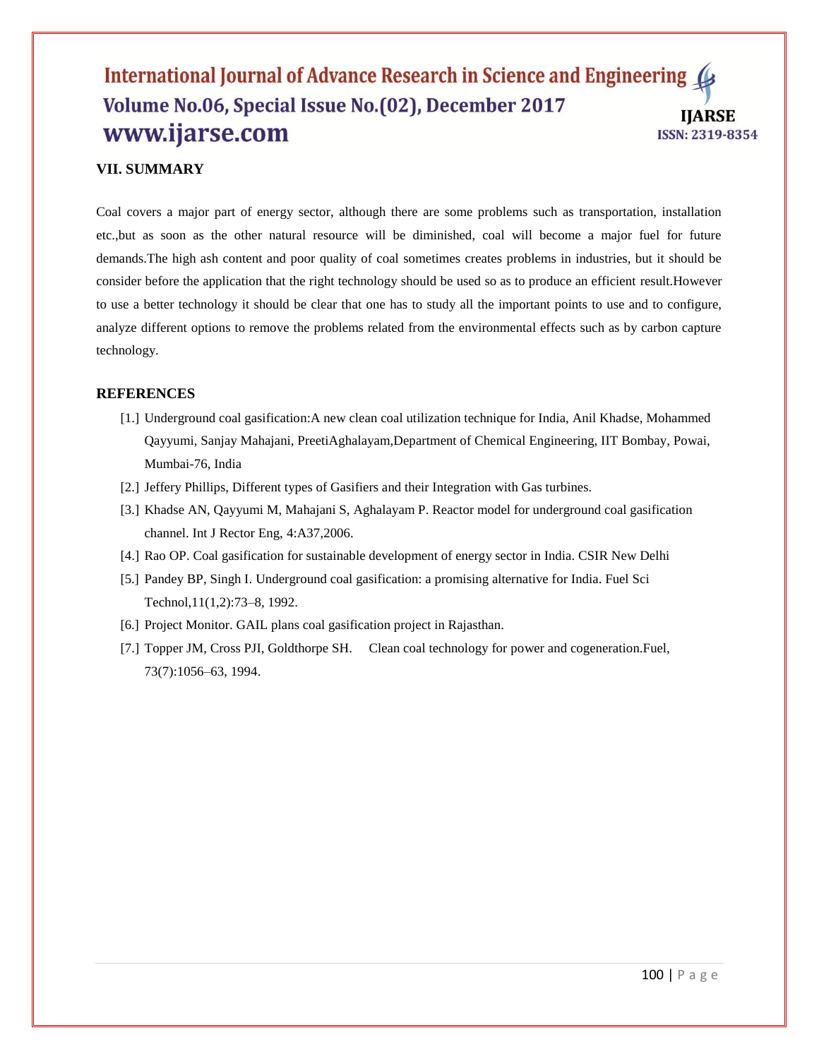## VII. SUMMARY

Coal covers a major part of energy sector, although there are some problems such as transportation, installation etc.,but as soon as the other natural resource will be diminished, coal will become a major fuel for future demands.The high ash content and poor quality of coal sometimes creates problems in industries, but it should be consider before the application that the right technology should be used so as to produce an efficient result.However to use a better technology it should be clear that one has to study all the important points to use and to configure, analyze different options to remove the problems related from the environmental effects such as by carbon capture technology.

## REFERENCES

[1.] Underground coal gasification:A new clean coal utilization technique for India, Anil Khadse, Mohammed Qayyumi, Sanjay Mahajani, PreetiAghalayam,Department of Chemical Engineering, IIT Bombay, Powai, Mumbai-76, India

[2.] Jeffery Phillips, Different types of Gasifiers and their Integration with Gas turbines.

[3.] Khadse AN, Qayyumi M, Mahajani S, Aghalayam P. Reactor model for underground coal gasification channel. Int J Rector Eng, 4:A37,2006.

[4.] Rao OP. Coal gasification for sustainable development of energy sector in India. CSIR New Delhi

[5.] Pandey BP, Singh I. Underground coal gasification: a promising alternative for India. Fuel Sci Technol,11(1,2):73–8, 1992.

[6.] Project Monitor. GAIL plans coal gasification project in Rajasthan.

[7.] Topper JM, Cross PJI, Goldthorpe SH. Clean coal technology for power and cogeneration.Fuel, 73(7):1056–63, 1994.